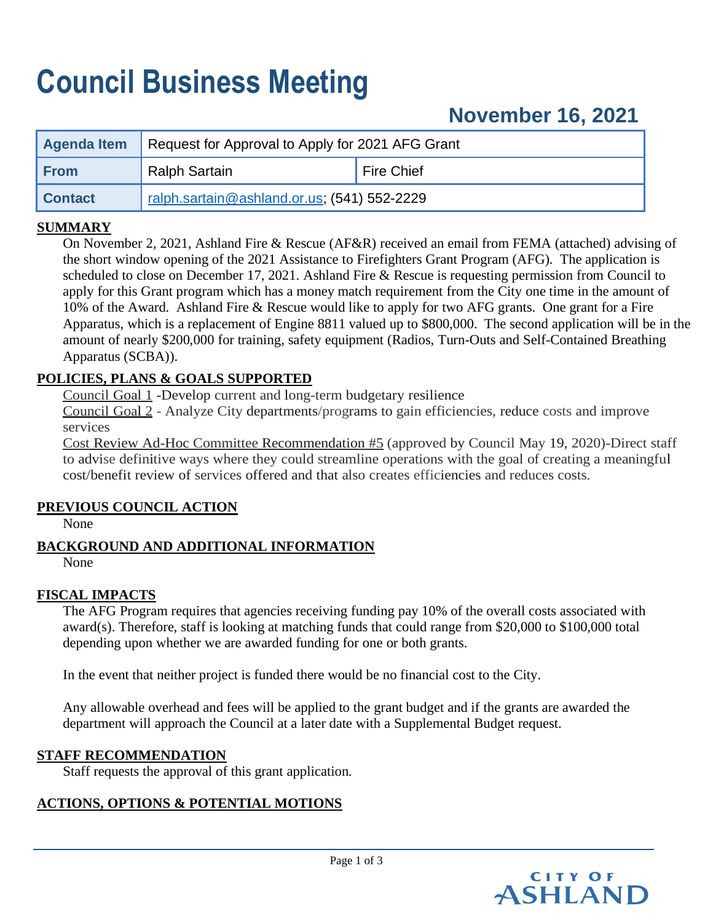# Council Business Meeting

## November 16, 2021

| | | |
|---|---|---|
| **Agenda Item** | Request for Approval to Apply for 2021 AFG Grant | |
| **From** | Ralph Sartain | Fire Chief |
| **Contact** | ralph.sartain@ashland.or.us; (541) 552-2229 | |

**SUMMARY**

On November 2, 2021, Ashland Fire & Rescue (AF&R) received an email from FEMA (attached) advising of the short window opening of the 2021 Assistance to Firefighters Grant Program (AFG). The application is scheduled to close on December 17, 2021. Ashland Fire & Rescue is requesting permission from Council to apply for this Grant program which has a money match requirement from the City one time in the amount of 10% of the Award. Ashland Fire & Rescue would like to apply for two AFG grants. One grant for a Fire Apparatus, which is a replacement of Engine 8811 valued up to $800,000. The second application will be in the amount of nearly $200,000 for training, safety equipment (Radios, Turn-Outs and Self-Contained Breathing Apparatus (SCBA)).

**POLICIES, PLANS & GOALS SUPPORTED**

Council Goal 1 -Develop current and long-term budgetary resilience

Council Goal 2 - Analyze City departments/programs to gain efficiencies, reduce costs and improve services

Cost Review Ad-Hoc Committee Recommendation #5 (approved by Council May 19, 2020)-Direct staff to advise definitive ways where they could streamline operations with the goal of creating a meaningful cost/benefit review of services offered and that also creates efficiencies and reduces costs.

**PREVIOUS COUNCIL ACTION**

None

**BACKGROUND AND ADDITIONAL INFORMATION**

None

**FISCAL IMPACTS**

The AFG Program requires that agencies receiving funding pay 10% of the overall costs associated with award(s). Therefore, staff is looking at matching funds that could range from $20,000 to $100,000 total depending upon whether we are awarded funding for one or both grants.

In the event that neither project is funded there would be no financial cost to the City.

Any allowable overhead and fees will be applied to the grant budget and if the grants are awarded the department will approach the Council at a later date with a Supplemental Budget request.

**STAFF RECOMMENDATION**

Staff requests the approval of this grant application.

**ACTIONS, OPTIONS & POTENTIAL MOTIONS**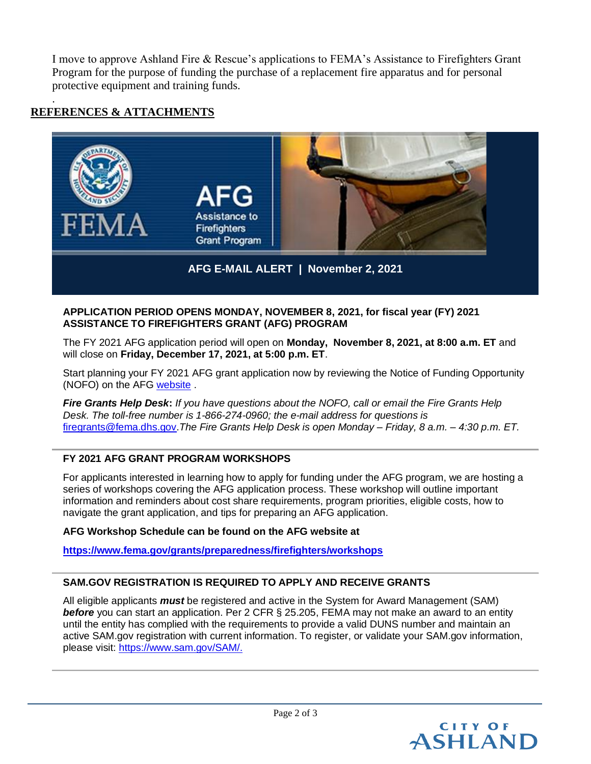I move to approve Ashland Fire & Rescue's applications to FEMA's Assistance to Firefighters Grant Program for the purpose of funding the purchase of a replacement fire apparatus and for personal protective equipment and training funds.

.

## REFERENCES & ATTACHMENTS

FEMA

AFG Assistance to Firefighters Grant Program

**AFG E-MAIL ALERT | November 2, 2021**

**APPLICATION PERIOD OPENS MONDAY, NOVEMBER 8, 2021, for fiscal year (FY) 2021 ASSISTANCE TO FIREFIGHTERS GRANT (AFG) PROGRAM**

The FY 2021 AFG application period will open on **Monday, November 8, 2021, at 8:00 a.m. ET** and will close on **Friday, December 17, 2021, at 5:00 p.m. ET**.

Start planning your FY 2021 AFG grant application now by reviewing the Notice of Funding Opportunity (NOFO) on the AFG website .

***Fire Grants Help Desk*****:** *If you have questions about the NOFO, call or email the Fire Grants Help Desk. The toll-free number is 1-866-274-0960; the e-mail address for questions is* firegrants@fema.dhs.gov.*The Fire Grants Help Desk is open Monday – Friday, 8 a.m. – 4:30 p.m. ET.*

---

**FY 2021 AFG GRANT PROGRAM WORKSHOPS**

For applicants interested in learning how to apply for funding under the AFG program, we are hosting a series of workshops covering the AFG application process. These workshop will outline important information and reminders about cost share requirements, program priorities, eligible costs, how to navigate the grant application, and tips for preparing an AFG application.

**AFG Workshop Schedule can be found on the AFG website at**

**https://www.fema.gov/grants/preparedness/firefighters/workshops**

---

**SAM.GOV REGISTRATION IS REQUIRED TO APPLY AND RECEIVE GRANTS**

All eligible applicants ***must*** be registered and active in the System for Award Management (SAM) ***before*** you can start an application. Per 2 CFR § 25.205, FEMA may not make an award to an entity until the entity has complied with the requirements to provide a valid DUNS number and maintain an active SAM.gov registration with current information. To register, or validate your SAM.gov information, please visit: https://www.sam.gov/SAM/.

---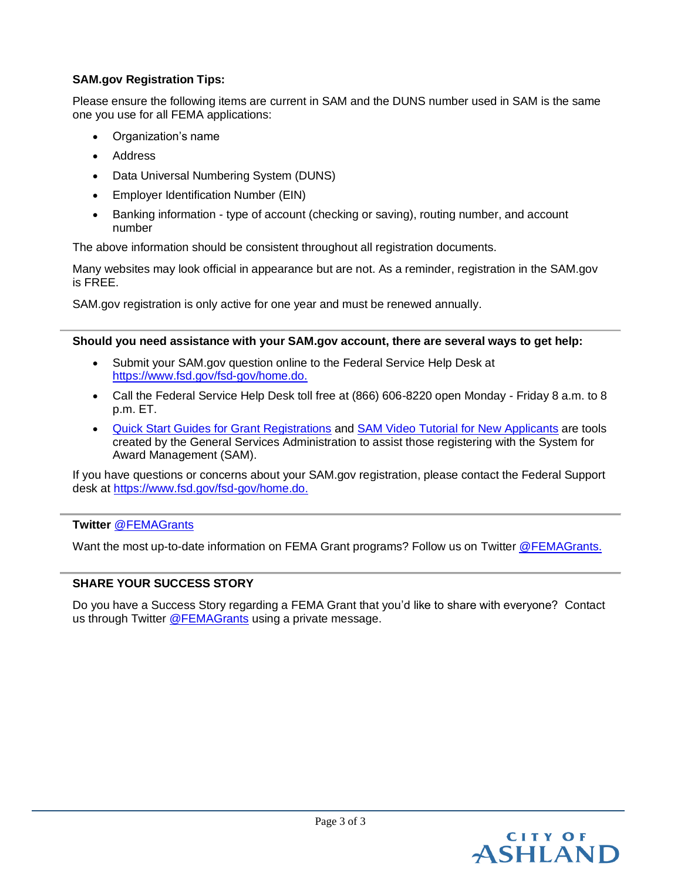**SAM.gov Registration Tips:**

Please ensure the following items are current in SAM and the DUNS number used in SAM is the same one you use for all FEMA applications:

- Organization's name
- Address
- Data Universal Numbering System (DUNS)
- Employer Identification Number (EIN)
- Banking information - type of account (checking or saving), routing number, and account number

The above information should be consistent throughout all registration documents.

Many websites may look official in appearance but are not. As a reminder, registration in the SAM.gov is FREE.

SAM.gov registration is only active for one year and must be renewed annually.

---

**Should you need assistance with your SAM.gov account, there are several ways to get help:**

- Submit your SAM.gov question online to the Federal Service Help Desk at https://www.fsd.gov/fsd-gov/home.do.
- Call the Federal Service Help Desk toll free at (866) 606-8220 open Monday - Friday 8 a.m. to 8 p.m. ET.
- Quick Start Guides for Grant Registrations and SAM Video Tutorial for New Applicants are tools created by the General Services Administration to assist those registering with the System for Award Management (SAM).

If you have questions or concerns about your SAM.gov registration, please contact the Federal Support desk at https://www.fsd.gov/fsd-gov/home.do.

---

**Twitter** @FEMAGrants

Want the most up-to-date information on FEMA Grant programs? Follow us on Twitter @FEMAGrants.

---

**SHARE YOUR SUCCESS STORY**

Do you have a Success Story regarding a FEMA Grant that you'd like to share with everyone? Contact us through Twitter @FEMAGrants using a private message.